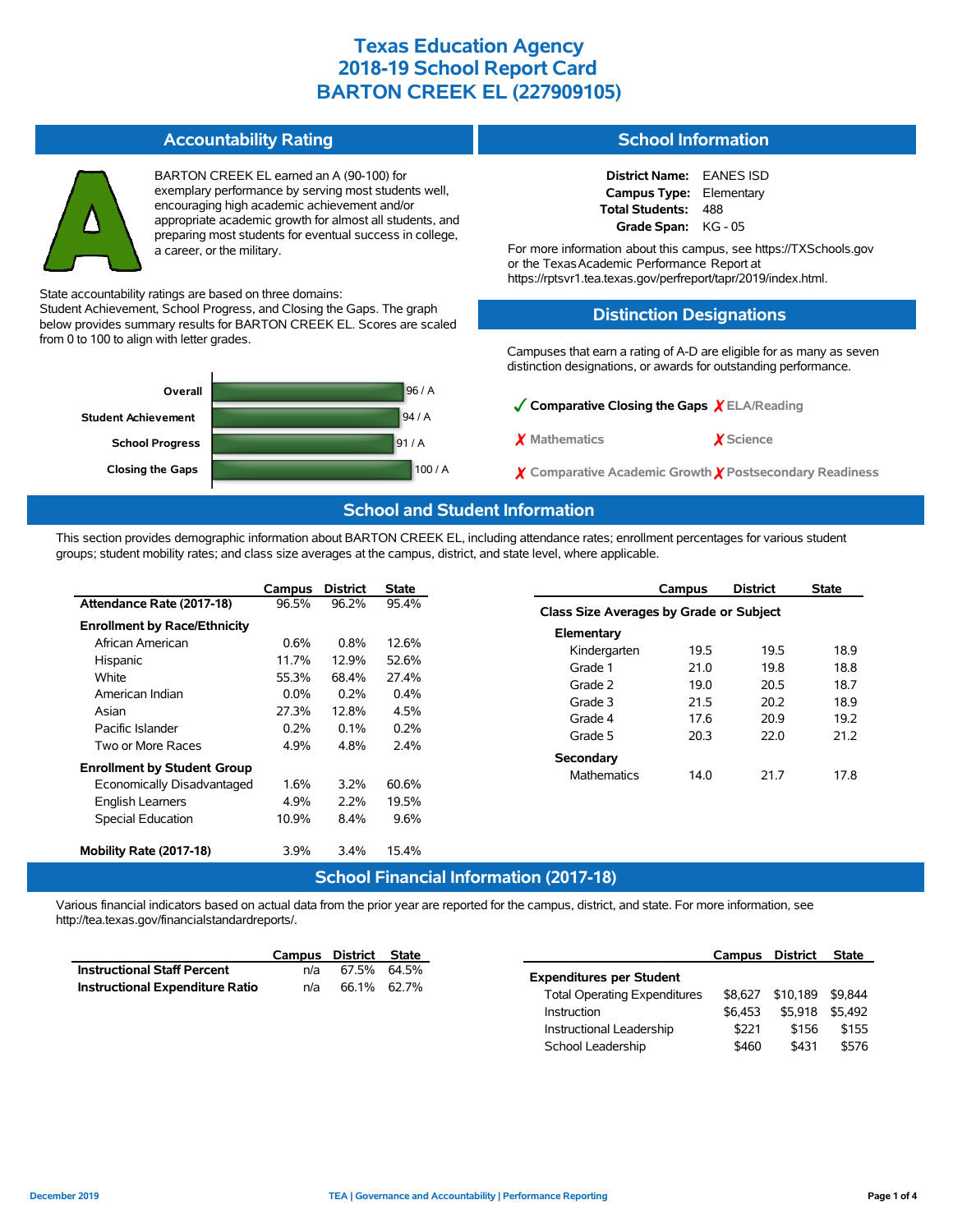# Texas Education Agency
# 2018-19 School Report Card
# BARTON CREEK EL (227909105)

## Accountability Rating

BARTON CREEK EL earned an A (90-100) for exemplary performance by serving most students well, encouraging high academic achievement and/or appropriate academic growth for almost all students, and preparing most students for eventual success in college, a career, or the military.

State accountability ratings are based on three domains: Student Achievement, School Progress, and Closing the Gaps. The graph below provides summary results for BARTON CREEK EL. Scores are scaled from 0 to 100 to align with letter grades.

Overall
96 / A

Student Achievement
94 / A

School Progress
91 / A

Closing the Gaps
100 / A

## School Information

**District Name:** EANES ISD
**Campus Type:** Elementary
**Total Students:** 488
**Grade Span:** KG - 05

For more information about this campus, see https://TXSchools.gov or the Texas Academic Performance Report at https://rptsvr1.tea.texas.gov/perfreport/tapr/2019/index.html.

## Distinction Designations

Campuses that earn a rating of A-D are eligible for as many as seven distinction designations, or awards for outstanding performance.

- ✓ **Comparative Closing the Gaps**
- ✗ ELA/Reading
- ✗ Mathematics
- ✗ Science
- ✗ Comparative Academic Growth
- ✗ Postsecondary Readiness

## School and Student Information

This section provides demographic information about BARTON CREEK EL, including attendance rates; enrollment percentages for various student groups; student mobility rates; and class size averages at the campus, district, and state level, where applicable.

| | Campus | District | State |
|---|---|---|---|
| **Attendance Rate (2017-18)** | 96.5% | 96.2% | 95.4% |
| **Enrollment by Race/Ethnicity** | | | |
| African American | 0.6% | 0.8% | 12.6% |
| Hispanic | 11.7% | 12.9% | 52.6% |
| White | 55.3% | 68.4% | 27.4% |
| American Indian | 0.0% | 0.2% | 0.4% |
| Asian | 27.3% | 12.8% | 4.5% |
| Pacific Islander | 0.2% | 0.1% | 0.2% |
| Two or More Races | 4.9% | 4.8% | 2.4% |
| **Enrollment by Student Group** | | | |
| Economically Disadvantaged | 1.6% | 3.2% | 60.6% |
| English Learners | 4.9% | 2.2% | 19.5% |
| Special Education | 10.9% | 8.4% | 9.6% |
| **Mobility Rate (2017-18)** | 3.9% | 3.4% | 15.4% |

| | Campus | District | State |
|---|---|---|---|
| **Class Size Averages by Grade or Subject** | | | |
| **Elementary** | | | |
| Kindergarten | 19.5 | 19.5 | 18.9 |
| Grade 1 | 21.0 | 19.8 | 18.8 |
| Grade 2 | 19.0 | 20.5 | 18.7 |
| Grade 3 | 21.5 | 20.2 | 18.9 |
| Grade 4 | 17.6 | 20.9 | 19.2 |
| Grade 5 | 20.3 | 22.0 | 21.2 |
| **Secondary** | | | |
| Mathematics | 14.0 | 21.7 | 17.8 |

## School Financial Information (2017-18)

Various financial indicators based on actual data from the prior year are reported for the campus, district, and state. For more information, see http://tea.texas.gov/financialstandardreports/.

| | Campus | District | State |
|---|---|---|---|
| **Instructional Staff Percent** | n/a | 67.5% | 64.5% |
| **Instructional Expenditure Ratio** | n/a | 66.1% | 62.7% |

| | Campus | District | State |
|---|---|---|---|
| **Expenditures per Student** | | | |
| Total Operating Expenditures | $8,627 | $10,189 | $9,844 |
| Instruction | $6,453 | $5,918 | $5,492 |
| Instructional Leadership | $221 | $156 | $155 |
| School Leadership | $460 | $431 | $576 |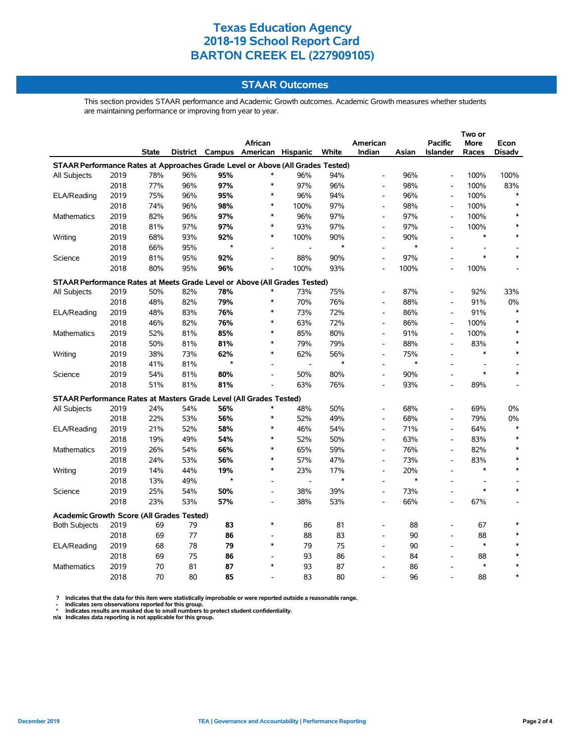# Texas Education Agency
# 2018-19 School Report Card
# BARTON CREEK EL (227909105)

## STAAR Outcomes

This section provides STAAR performance and Academic Growth outcomes. Academic Growth measures whether students are maintaining performance or improving from year to year.

| | | State | District | Campus | African American | Hispanic | White | American Indian | Asian | Pacific Islander | Two or More Races | Econ Disadv |
|---|---|---|---|---|---|---|---|---|---|---|---|---|
| **STAAR Performance Rates at Approaches Grade Level or Above (All Grades Tested)** | | | | | | | | | | | | |
| All Subjects | 2019 | 78% | 96% | **95%** | * | 96% | 94% | - | 96% | - | 100% | 100% |
| | 2018 | 77% | 96% | **97%** | * | 97% | 96% | - | 98% | - | 100% | 83% |
| ELA/Reading | 2019 | 75% | 96% | **95%** | * | 96% | 94% | - | 96% | - | 100% | * |
| | 2018 | 74% | 96% | **98%** | * | 100% | 97% | - | 98% | - | 100% | * |
| Mathematics | 2019 | 82% | 96% | **97%** | * | 96% | 97% | - | 97% | - | 100% | * |
| | 2018 | 81% | 97% | **97%** | * | 93% | 97% | - | 97% | - | 100% | * |
| Writing | 2019 | 68% | 93% | **92%** | * | 100% | 90% | - | 90% | - | * | * |
| | 2018 | 66% | 95% | * | - | - | * | - | * | - | - | - |
| Science | 2019 | 81% | 95% | **92%** | - | 88% | 90% | - | 97% | - | * | * |
| | 2018 | 80% | 95% | **96%** | - | 100% | 93% | - | 100% | - | 100% | - |
| **STAAR Performance Rates at Meets Grade Level or Above (All Grades Tested)** | | | | | | | | | | | | |
| All Subjects | 2019 | 50% | 82% | **78%** | * | 73% | 75% | - | 87% | - | 92% | 33% |
| | 2018 | 48% | 82% | **79%** | * | 70% | 76% | - | 88% | - | 91% | 0% |
| ELA/Reading | 2019 | 48% | 83% | **76%** | * | 73% | 72% | - | 86% | - | 91% | * |
| | 2018 | 46% | 82% | **76%** | * | 63% | 72% | - | 86% | - | 100% | * |
| Mathematics | 2019 | 52% | 81% | **85%** | * | 85% | 80% | - | 91% | - | 100% | * |
| | 2018 | 50% | 81% | **81%** | * | 79% | 79% | - | 88% | - | 83% | * |
| Writing | 2019 | 38% | 73% | **62%** | * | 62% | 56% | - | 75% | - | * | * |
| | 2018 | 41% | 81% | * | - | - | * | - | * | - | - | - |
| Science | 2019 | 54% | 81% | **80%** | - | 50% | 80% | - | 90% | - | * | * |
| | 2018 | 51% | 81% | **81%** | - | 63% | 76% | - | 93% | - | 89% | - |
| **STAAR Performance Rates at Masters Grade Level (All Grades Tested)** | | | | | | | | | | | | |
| All Subjects | 2019 | 24% | 54% | **56%** | * | 48% | 50% | - | 68% | - | 69% | 0% |
| | 2018 | 22% | 53% | **56%** | * | 52% | 49% | - | 68% | - | 79% | 0% |
| ELA/Reading | 2019 | 21% | 52% | **58%** | * | 46% | 54% | - | 71% | - | 64% | * |
| | 2018 | 19% | 49% | **54%** | * | 52% | 50% | - | 63% | - | 83% | * |
| Mathematics | 2019 | 26% | 54% | **66%** | * | 65% | 59% | - | 76% | - | 82% | * |
| | 2018 | 24% | 53% | **56%** | * | 57% | 47% | - | 73% | - | 83% | * |
| Writing | 2019 | 14% | 44% | **19%** | * | 23% | 17% | - | 20% | - | * | * |
| | 2018 | 13% | 49% | * | - | - | * | - | * | - | - | - |
| Science | 2019 | 25% | 54% | **50%** | - | 38% | 39% | - | 73% | - | * | * |
| | 2018 | 23% | 53% | **57%** | - | 38% | 53% | - | 66% | - | 67% | - |
| **Academic Growth Score (All Grades Tested)** | | | | | | | | | | | | |
| Both Subjects | 2019 | 69 | 79 | **83** | * | 86 | 81 | - | 88 | - | 67 | * |
| | 2018 | 69 | 77 | **86** | - | 88 | 83 | - | 90 | - | 88 | * |
| ELA/Reading | 2019 | 68 | 78 | **79** | * | 79 | 75 | - | 90 | - | * | * |
| | 2018 | 69 | 75 | **86** | - | 93 | 86 | - | 84 | - | 88 | * |
| Mathematics | 2019 | 70 | 81 | **87** | * | 93 | 87 | - | 86 | - | * | * |
| | 2018 | 70 | 80 | **85** | - | 83 | 80 | - | 96 | - | 88 | * |

**?** Indicates that the data for this item were statistically improbable or were reported outside a reasonable range.
**-** Indicates zero observations reported for this group.
**\*** Indicates results are masked due to small numbers to protect student confidentiality.
**n/a** Indicates data reporting is not applicable for this group.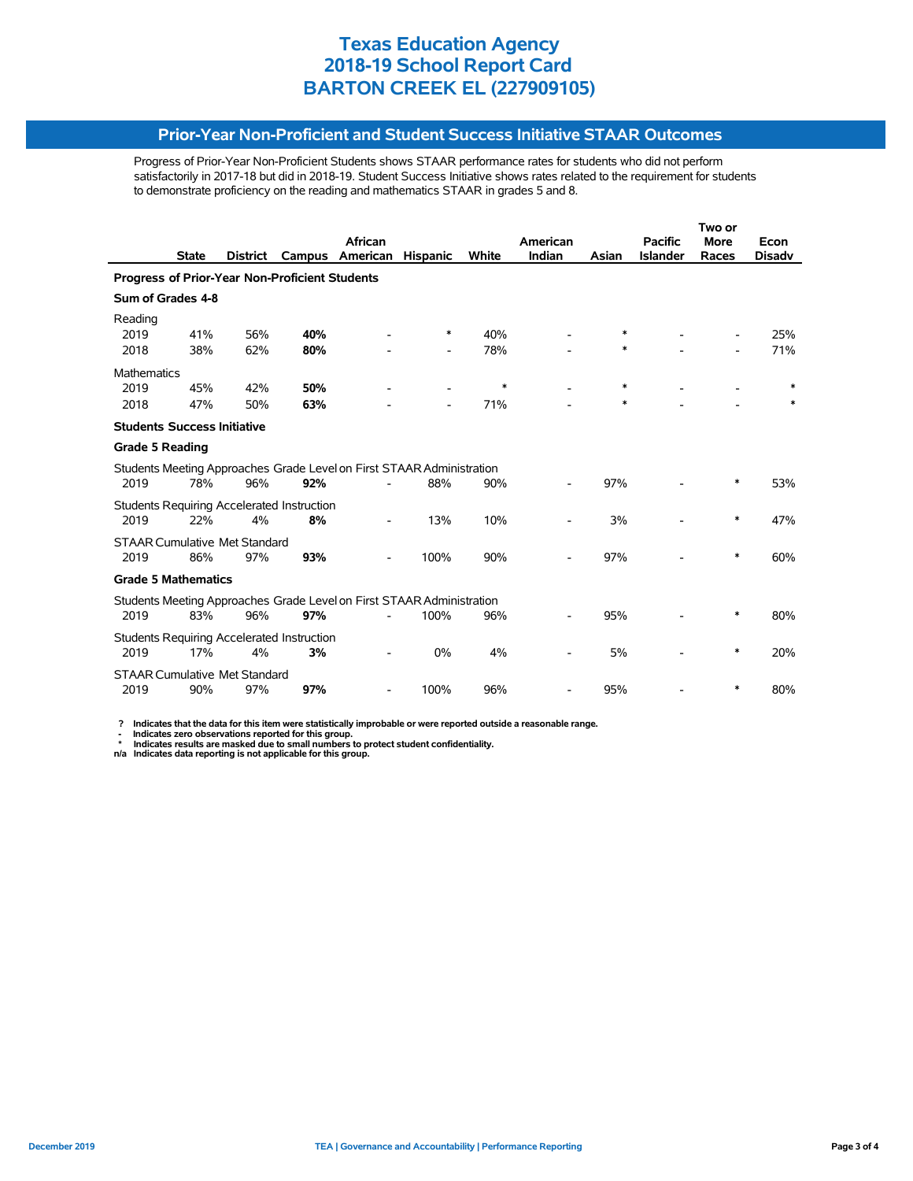# Texas Education Agency
# 2018-19 School Report Card
# BARTON CREEK EL (227909105)

## Prior-Year Non-Proficient and Student Success Initiative STAAR Outcomes

Progress of Prior-Year Non-Proficient Students shows STAAR performance rates for students who did not perform satisfactorily in 2017-18 but did in 2018-19. Student Success Initiative shows rates related to the requirement for students to demonstrate proficiency on the reading and mathematics STAAR in grades 5 and 8.

| | State | District | Campus | African American | Hispanic | White | American Indian | Asian | Pacific Islander | Two or More Races | Econ Disadv |
|---|---|---|---|---|---|---|---|---|---|---|---|
| **Progress of Prior-Year Non-Proficient Students** | | | | | | | | | | | |
| **Sum of Grades 4-8** | | | | | | | | | | | |
| Reading | | | | | | | | | | | |
| 2019 | 41% | 56% | **40%** | - | * | 40% | - | * | - | - | 25% |
| 2018 | 38% | 62% | **80%** | - | - | 78% | - | * | - | - | 71% |
| Mathematics | | | | | | | | | | | |
| 2019 | 45% | 42% | **50%** | - | - | * | - | * | - | - | * |
| 2018 | 47% | 50% | **63%** | - | - | 71% | - | * | - | - | * |
| **Students Success Initiative** | | | | | | | | | | | |
| **Grade 5 Reading** | | | | | | | | | | | |
| Students Meeting Approaches Grade Level on First STAAR Administration | | | | | | | | | | | |
| 2019 | 78% | 96% | **92%** | - | 88% | 90% | - | 97% | - | * | 53% |
| Students Requiring Accelerated Instruction | | | | | | | | | | | |
| 2019 | 22% | 4% | **8%** | - | 13% | 10% | - | 3% | - | * | 47% |
| STAAR Cumulative Met Standard | | | | | | | | | | | |
| 2019 | 86% | 97% | **93%** | - | 100% | 90% | - | 97% | - | * | 60% |
| **Grade 5 Mathematics** | | | | | | | | | | | |
| Students Meeting Approaches Grade Level on First STAAR Administration | | | | | | | | | | | |
| 2019 | 83% | 96% | **97%** | - | 100% | 96% | - | 95% | - | * | 80% |
| Students Requiring Accelerated Instruction | | | | | | | | | | | |
| 2019 | 17% | 4% | **3%** | - | 0% | 4% | - | 5% | - | * | 20% |
| STAAR Cumulative Met Standard | | | | | | | | | | | |
| 2019 | 90% | 97% | **97%** | - | 100% | 96% | - | 95% | - | * | 80% |

**?** Indicates that the data for this item were statistically improbable or were reported outside a reasonable range.
**-** Indicates zero observations reported for this group.
**\*** Indicates results are masked due to small numbers to protect student confidentiality.
**n/a** Indicates data reporting is not applicable for this group.